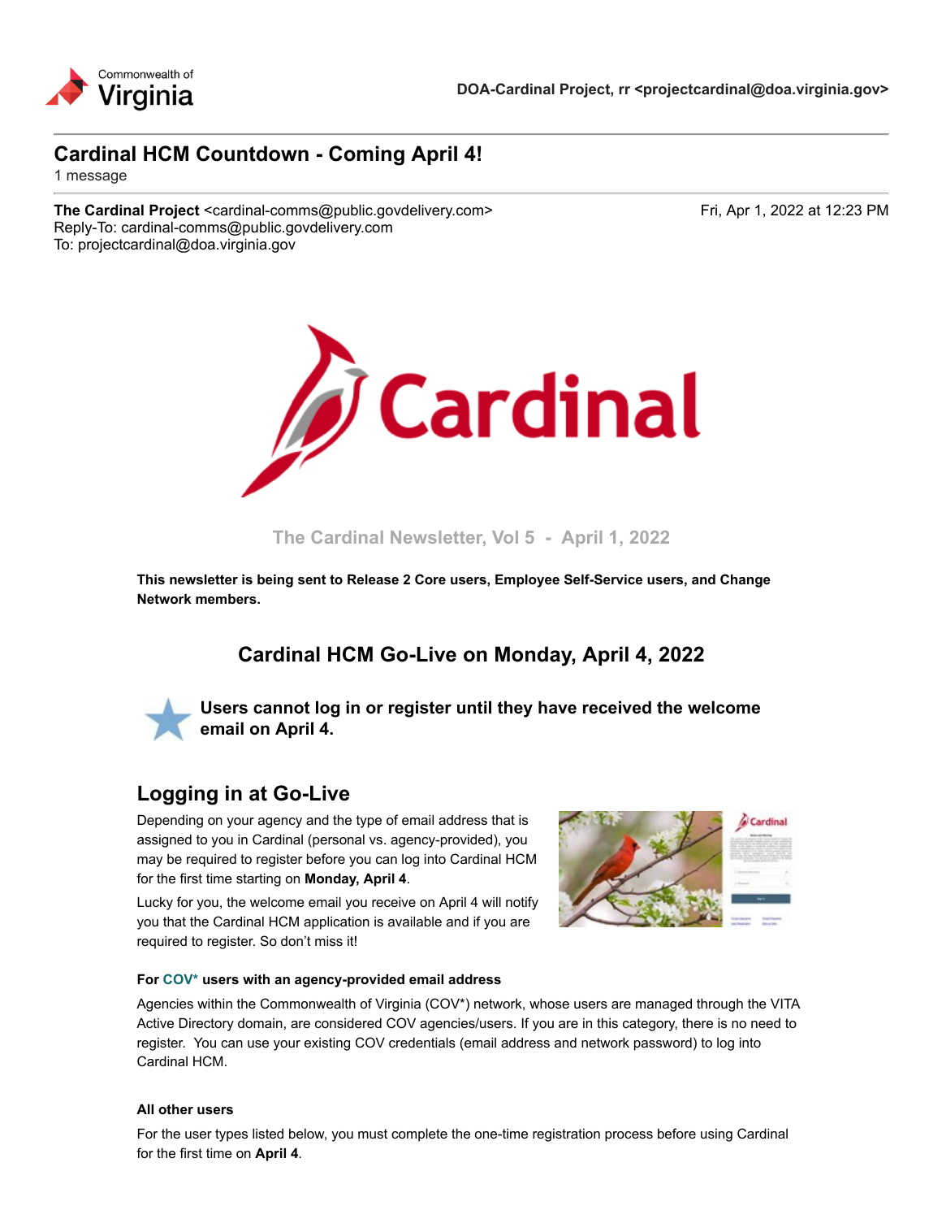DOA-Cardinal Project, rr <projectcardinal@doa.virginia.gov>

# Cardinal HCM Countdown - Coming April 4!

1 message

**The Cardinal Project** <cardinal-comms@public.govdelivery.com> Fri, Apr 1, 2022 at 12:23 PM
Reply-To: cardinal-comms@public.govdelivery.com
To: projectcardinal@doa.virginia.gov

The Cardinal Newsletter, Vol 5 - April 1, 2022

**This newsletter is being sent to Release 2 Core users, Employee Self-Service users, and Change Network members.**

## Cardinal HCM Go-Live on Monday, April 4, 2022

**Users cannot log in or register until they have received the welcome email on April 4.**

## Logging in at Go-Live

Depending on your agency and the type of email address that is assigned to you in Cardinal (personal vs. agency-provided), you may be required to register before you can log into Cardinal HCM for the first time starting on **Monday, April 4**.

Lucky for you, the welcome email you receive on April 4 will notify you that the Cardinal HCM application is available and if you are required to register. So don't miss it!

#### For COV* users with an agency-provided email address

Agencies within the Commonwealth of Virginia (COV*) network, whose users are managed through the VITA Active Directory domain, are considered COV agencies/users. If you are in this category, there is no need to register. You can use your existing COV credentials (email address and network password) to log into Cardinal HCM.

#### All other users

For the user types listed below, you must complete the one-time registration process before using Cardinal for the first time on **April 4**.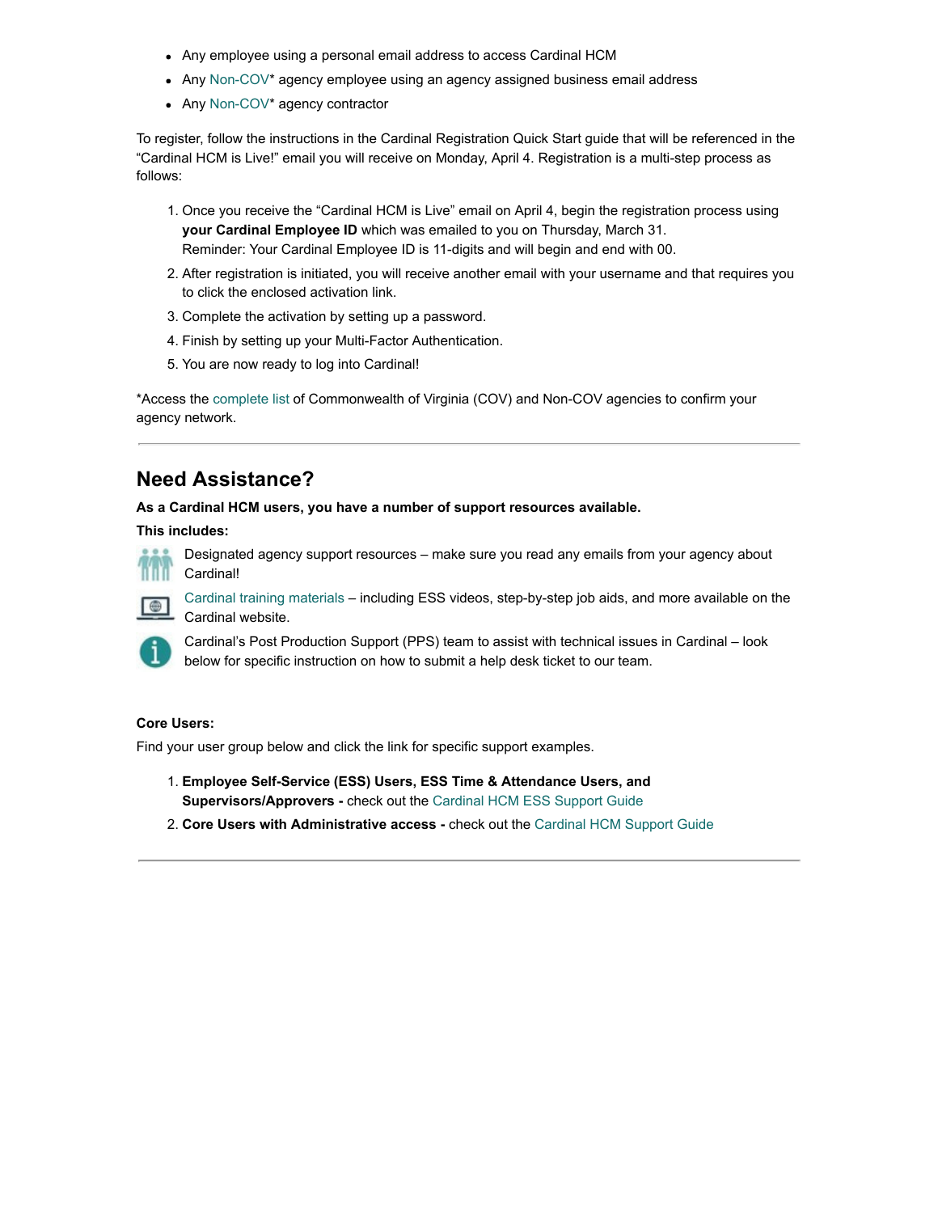- Any employee using a personal email address to access Cardinal HCM
- Any Non-COV* agency employee using an agency assigned business email address
- Any Non-COV* agency contractor

To register, follow the instructions in the Cardinal Registration Quick Start guide that will be referenced in the "Cardinal HCM is Live!" email you will receive on Monday, April 4. Registration is a multi-step process as follows:

1. Once you receive the "Cardinal HCM is Live" email on April 4, begin the registration process using **your Cardinal Employee ID** which was emailed to you on Thursday, March 31.
   Reminder: Your Cardinal Employee ID is 11-digits and will begin and end with 00.
2. After registration is initiated, you will receive another email with your username and that requires you to click the enclosed activation link.
3. Complete the activation by setting up a password.
4. Finish by setting up your Multi-Factor Authentication.
5. You are now ready to log into Cardinal!

*Access the complete list of Commonwealth of Virginia (COV) and Non-COV agencies to confirm your agency network.

---

## Need Assistance?

**As a Cardinal HCM users, you have a number of support resources available.**

**This includes:**

- Designated agency support resources – make sure you read any emails from your agency about Cardinal!
- Cardinal training materials – including ESS videos, step-by-step job aids, and more available on the Cardinal website.
- Cardinal's Post Production Support (PPS) team to assist with technical issues in Cardinal – look below for specific instruction on how to submit a help desk ticket to our team.

**Core Users:**

Find your user group below and click the link for specific support examples.

1. **Employee Self-Service (ESS) Users, ESS Time & Attendance Users, and Supervisors/Approvers -** check out the Cardinal HCM ESS Support Guide
2. **Core Users with Administrative access -** check out the Cardinal HCM Support Guide

---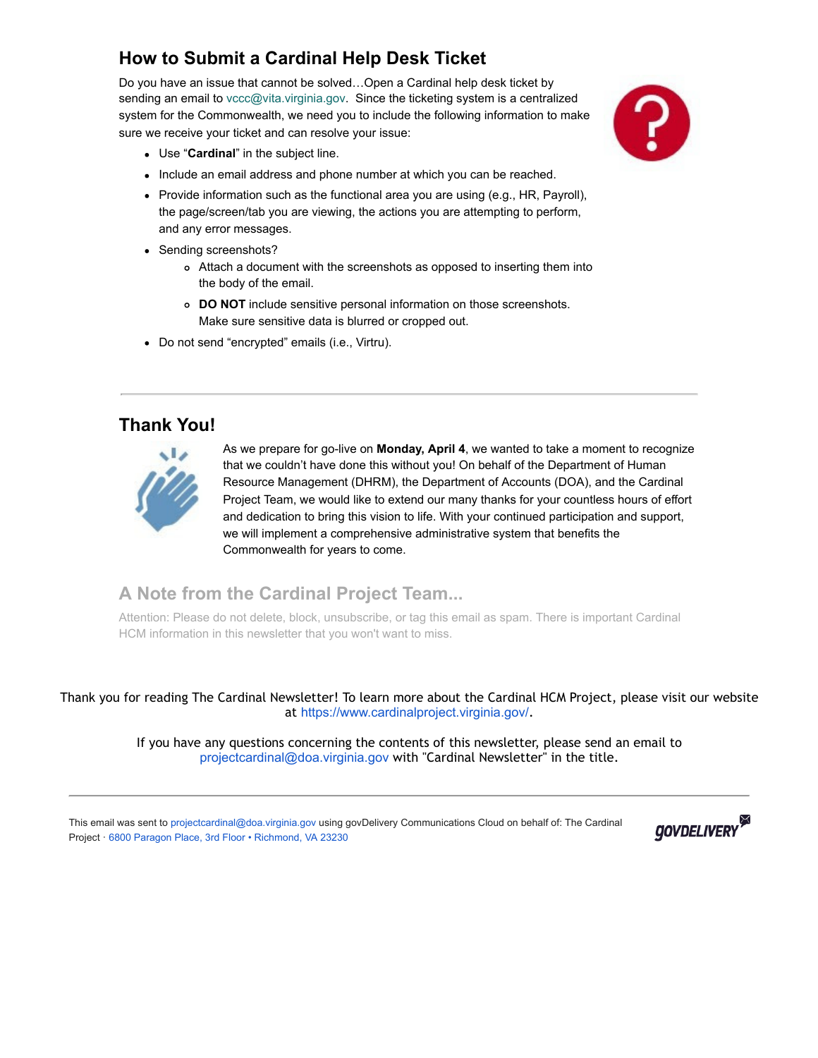## How to Submit a Cardinal Help Desk Ticket

Do you have an issue that cannot be solved…Open a Cardinal help desk ticket by sending an email to vccc@vita.virginia.gov. Since the ticketing system is a centralized system for the Commonwealth, we need you to include the following information to make sure we receive your ticket and can resolve your issue:

- Use "**Cardinal**" in the subject line.
- Include an email address and phone number at which you can be reached.
- Provide information such as the functional area you are using (e.g., HR, Payroll), the page/screen/tab you are viewing, the actions you are attempting to perform, and any error messages.
- Sending screenshots?
  - Attach a document with the screenshots as opposed to inserting them into the body of the email.
  - **DO NOT** include sensitive personal information on those screenshots. Make sure sensitive data is blurred or cropped out.
- Do not send "encrypted" emails (i.e., Virtru).

---

## Thank You!

As we prepare for go-live on **Monday, April 4**, we wanted to take a moment to recognize that we couldn't have done this without you! On behalf of the Department of Human Resource Management (DHRM), the Department of Accounts (DOA), and the Cardinal Project Team, we would like to extend our many thanks for your countless hours of effort and dedication to bring this vision to life. With your continued participation and support, we will implement a comprehensive administrative system that benefits the Commonwealth for years to come.

## A Note from the Cardinal Project Team...

Attention: Please do not delete, block, unsubscribe, or tag this email as spam. There is important Cardinal HCM information in this newsletter that you won't want to miss.

Thank you for reading The Cardinal Newsletter! To learn more about the Cardinal HCM Project, please visit our website at https://www.cardinalproject.virginia.gov/.

If you have any questions concerning the contents of this newsletter, please send an email to projectcardinal@doa.virginia.gov with "Cardinal Newsletter" in the title.

---

This email was sent to projectcardinal@doa.virginia.gov using govDelivery Communications Cloud on behalf of: The Cardinal Project · 6800 Paragon Place, 3rd Floor • Richmond, VA 23230

GOVDELIVERY